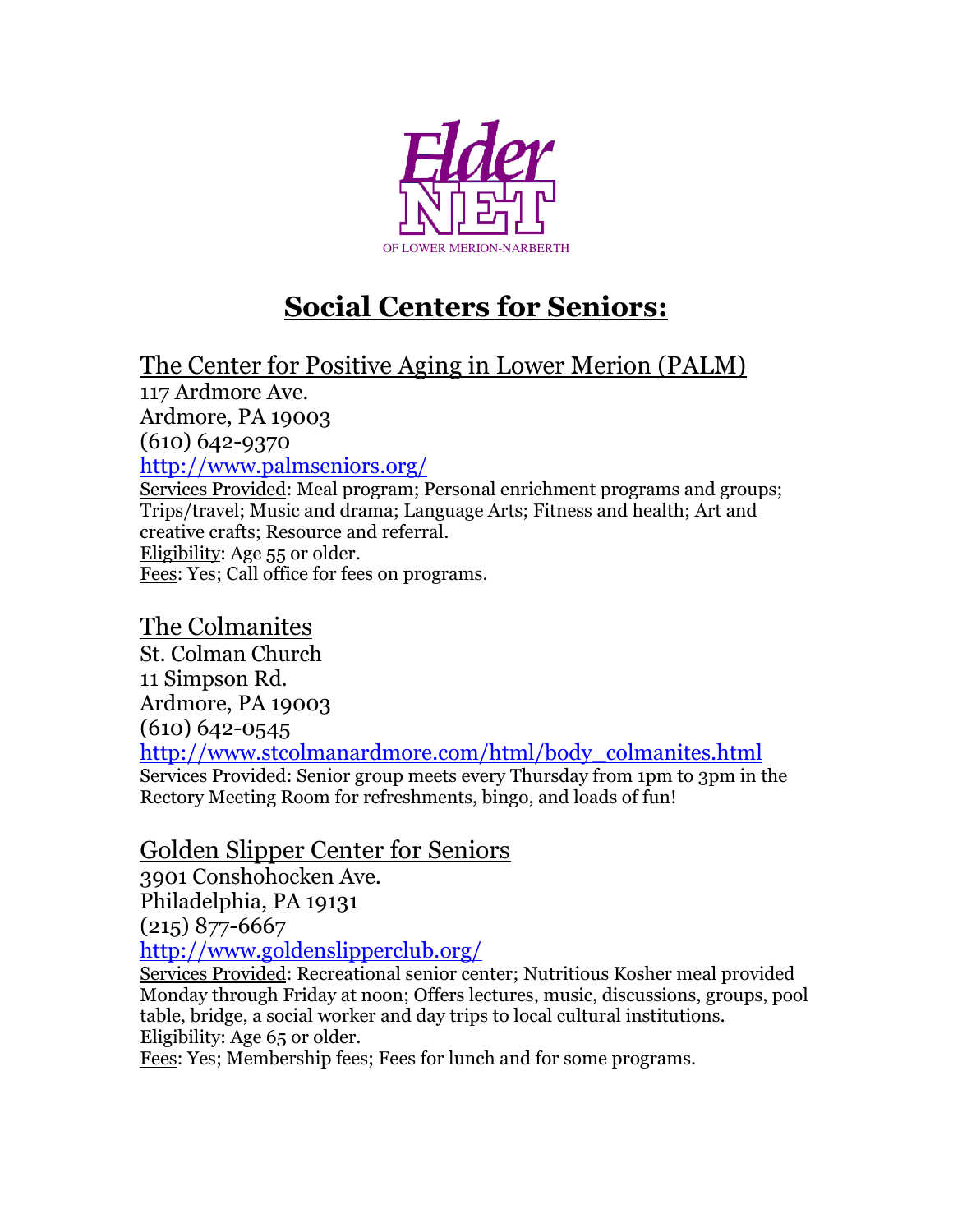Elder NET

OF LOWER MERION-NARBERTH

# Social Centers for Seniors:

## The Center for Positive Aging in Lower Merion (PALM)

117 Ardmore Ave.
Ardmore, PA 19003
(610) 642-9370
http://www.palmseniors.org/

Services Provided: Meal program; Personal enrichment programs and groups; Trips/travel; Music and drama; Language Arts; Fitness and health; Art and creative crafts; Resource and referral.
Eligibility: Age 55 or older.
Fees: Yes; Call office for fees on programs.

## The Colmanites

St. Colman Church
11 Simpson Rd.
Ardmore, PA 19003
(610) 642-0545
http://www.stcolmanardmore.com/html/body_colmanites.html

Services Provided: Senior group meets every Thursday from 1pm to 3pm in the Rectory Meeting Room for refreshments, bingo, and loads of fun!

## Golden Slipper Center for Seniors

3901 Conshohocken Ave.
Philadelphia, PA 19131
(215) 877-6667
http://www.goldenslipperclub.org/

Services Provided: Recreational senior center; Nutritious Kosher meal provided Monday through Friday at noon; Offers lectures, music, discussions, groups, pool table, bridge, a social worker and day trips to local cultural institutions.
Eligibility: Age 65 or older.
Fees: Yes; Membership fees; Fees for lunch and for some programs.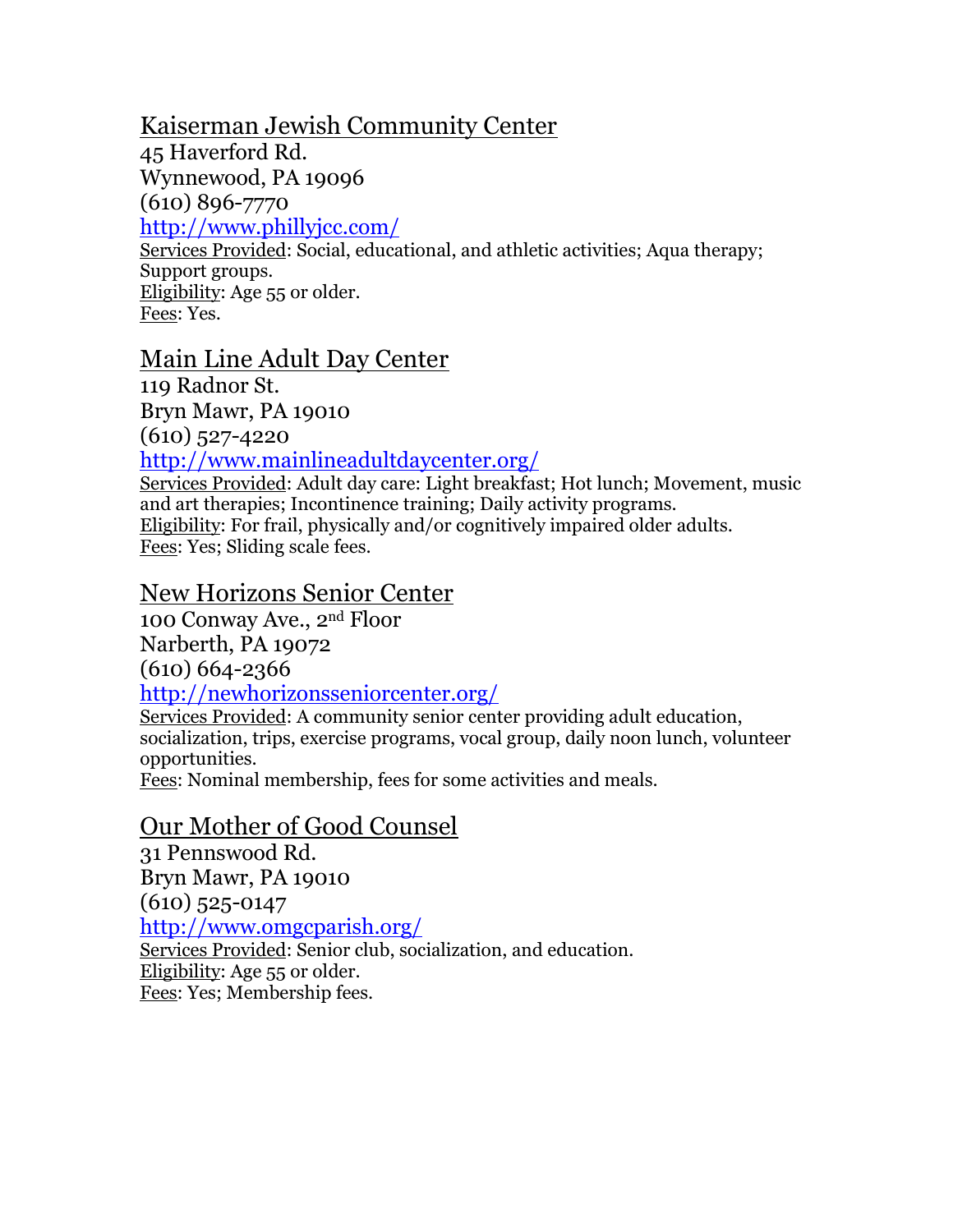## Kaiserman Jewish Community Center

45 Haverford Rd.
Wynnewood, PA 19096
(610) 896-7770
http://www.phillyjcc.com/

Services Provided: Social, educational, and athletic activities; Aqua therapy; Support groups.
Eligibility: Age 55 or older.
Fees: Yes.

## Main Line Adult Day Center

119 Radnor St.
Bryn Mawr, PA 19010
(610) 527-4220
http://www.mainlineadultdaycenter.org/

Services Provided: Adult day care: Light breakfast; Hot lunch; Movement, music and art therapies; Incontinence training; Daily activity programs.
Eligibility: For frail, physically and/or cognitively impaired older adults.
Fees: Yes; Sliding scale fees.

## New Horizons Senior Center

100 Conway Ave., 2nd Floor
Narberth, PA 19072
(610) 664-2366
http://newhorizonsseniorcenter.org/

Services Provided: A community senior center providing adult education, socialization, trips, exercise programs, vocal group, daily noon lunch, volunteer opportunities.
Fees: Nominal membership, fees for some activities and meals.

## Our Mother of Good Counsel

31 Pennswood Rd.
Bryn Mawr, PA 19010
(610) 525-0147
http://www.omgcparish.org/

Services Provided: Senior club, socialization, and education.
Eligibility: Age 55 or older.
Fees: Yes; Membership fees.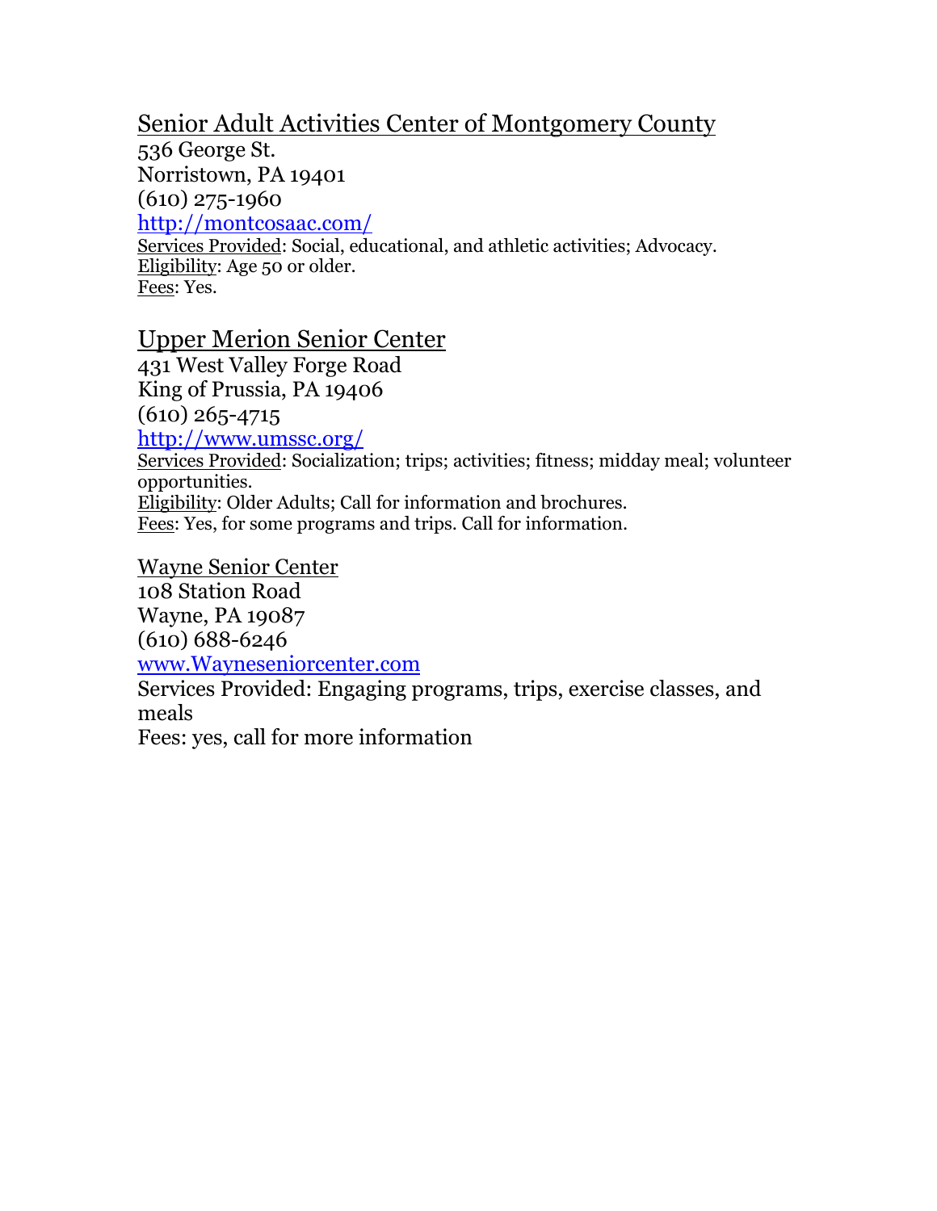## Senior Adult Activities Center of Montgomery County

536 George St.
Norristown, PA 19401
(610) 275-1960
http://montcosaac.com/

Services Provided: Social, educational, and athletic activities; Advocacy.
Eligibility: Age 50 or older.
Fees: Yes.

## Upper Merion Senior Center

431 West Valley Forge Road
King of Prussia, PA 19406
(610) 265-4715
http://www.umssc.org/

Services Provided: Socialization; trips; activities; fitness; midday meal; volunteer opportunities.
Eligibility: Older Adults; Call for information and brochures.
Fees: Yes, for some programs and trips. Call for information.

## Wayne Senior Center

108 Station Road
Wayne, PA 19087
(610) 688-6246
www.Wayneseniorcenter.com

Services Provided: Engaging programs, trips, exercise classes, and meals
Fees: yes, call for more information